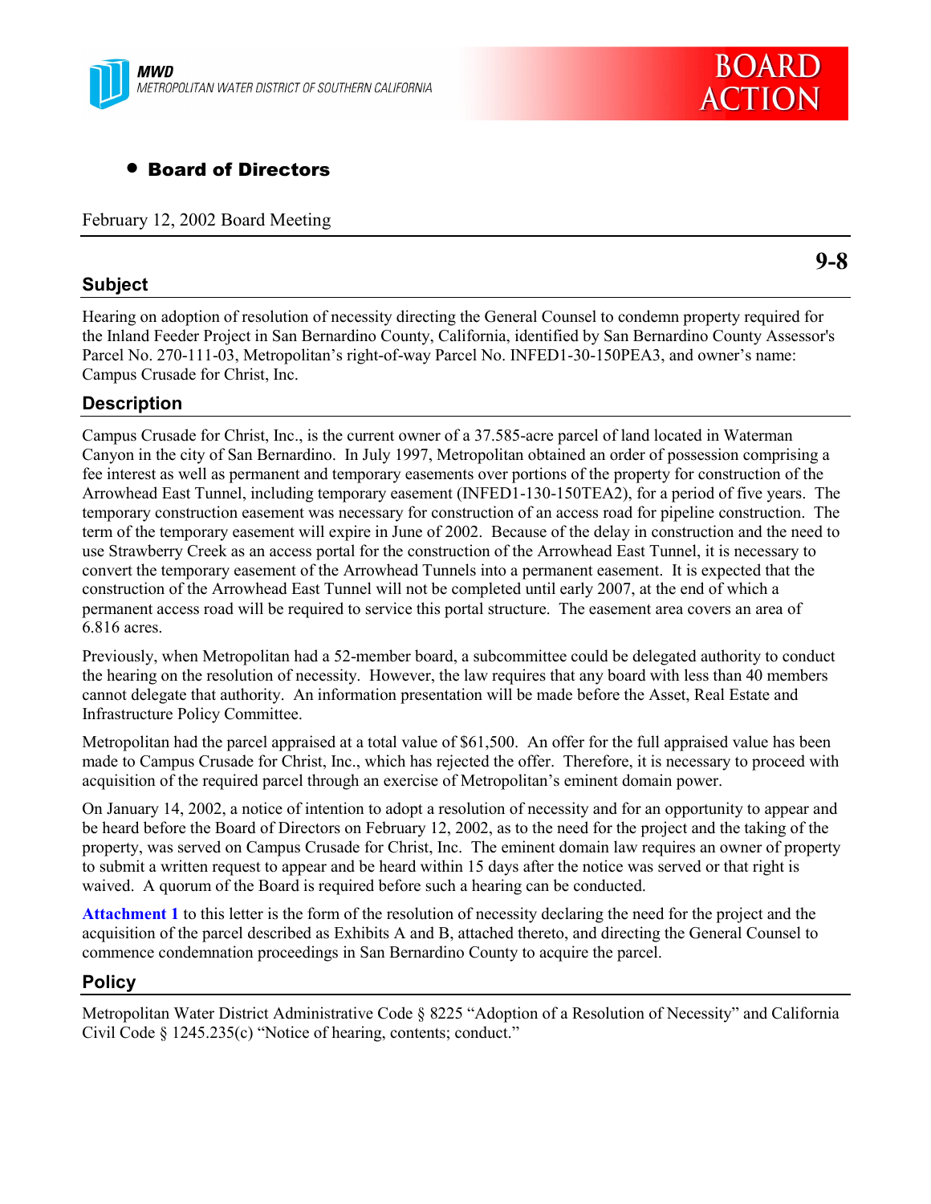MWD
METROPOLITAN WATER DISTRICT OF SOUTHERN CALIFORNIA

BOARD ACTION

- **Board of Directors**

February 12, 2002 Board Meeting

**9-8**

## Subject

Hearing on adoption of resolution of necessity directing the General Counsel to condemn property required for the Inland Feeder Project in San Bernardino County, California, identified by San Bernardino County Assessor's Parcel No. 270-111-03, Metropolitan's right-of-way Parcel No. INFED1-30-150PEA3, and owner's name: Campus Crusade for Christ, Inc.

## Description

Campus Crusade for Christ, Inc., is the current owner of a 37.585-acre parcel of land located in Waterman Canyon in the city of San Bernardino. In July 1997, Metropolitan obtained an order of possession comprising a fee interest as well as permanent and temporary easements over portions of the property for construction of the Arrowhead East Tunnel, including temporary easement (INFED1-130-150TEA2), for a period of five years. The temporary construction easement was necessary for construction of an access road for pipeline construction. The term of the temporary easement will expire in June of 2002. Because of the delay in construction and the need to use Strawberry Creek as an access portal for the construction of the Arrowhead East Tunnel, it is necessary to convert the temporary easement of the Arrowhead Tunnels into a permanent easement. It is expected that the construction of the Arrowhead East Tunnel will not be completed until early 2007, at the end of which a permanent access road will be required to service this portal structure. The easement area covers an area of 6.816 acres.

Previously, when Metropolitan had a 52-member board, a subcommittee could be delegated authority to conduct the hearing on the resolution of necessity. However, the law requires that any board with less than 40 members cannot delegate that authority. An information presentation will be made before the Asset, Real Estate and Infrastructure Policy Committee.

Metropolitan had the parcel appraised at a total value of $61,500. An offer for the full appraised value has been made to Campus Crusade for Christ, Inc., which has rejected the offer. Therefore, it is necessary to proceed with acquisition of the required parcel through an exercise of Metropolitan's eminent domain power.

On January 14, 2002, a notice of intention to adopt a resolution of necessity and for an opportunity to appear and be heard before the Board of Directors on February 12, 2002, as to the need for the project and the taking of the property, was served on Campus Crusade for Christ, Inc. The eminent domain law requires an owner of property to submit a written request to appear and be heard within 15 days after the notice was served or that right is waived. A quorum of the Board is required before such a hearing can be conducted.

**Attachment 1** to this letter is the form of the resolution of necessity declaring the need for the project and the acquisition of the parcel described as Exhibits A and B, attached thereto, and directing the General Counsel to commence condemnation proceedings in San Bernardino County to acquire the parcel.

## Policy

Metropolitan Water District Administrative Code § 8225 "Adoption of a Resolution of Necessity" and California Civil Code § 1245.235(c) "Notice of hearing, contents; conduct."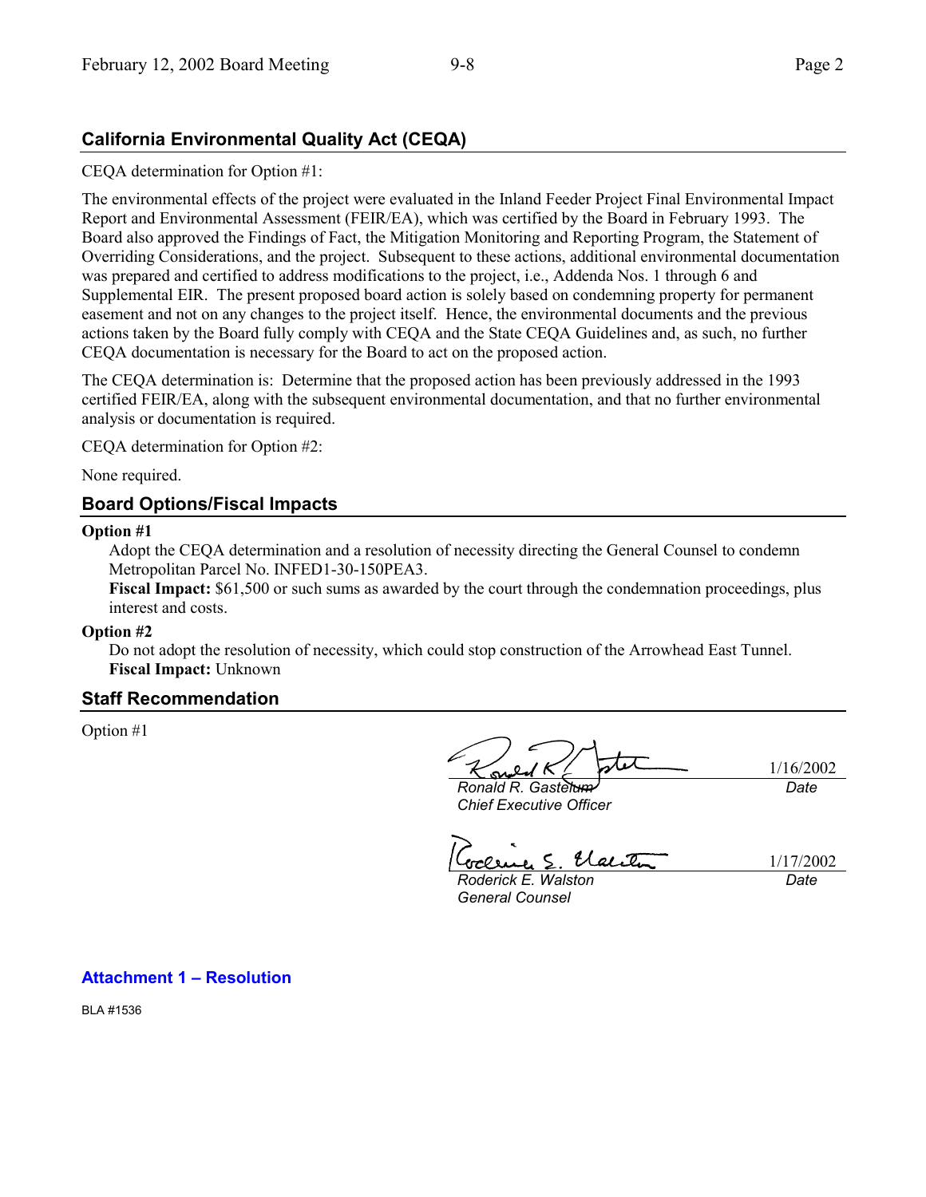## California Environmental Quality Act (CEQA)

CEQA determination for Option #1:

The environmental effects of the project were evaluated in the Inland Feeder Project Final Environmental Impact Report and Environmental Assessment (FEIR/EA), which was certified by the Board in February 1993. The Board also approved the Findings of Fact, the Mitigation Monitoring and Reporting Program, the Statement of Overriding Considerations, and the project. Subsequent to these actions, additional environmental documentation was prepared and certified to address modifications to the project, i.e., Addenda Nos. 1 through 6 and Supplemental EIR. The present proposed board action is solely based on condemning property for permanent easement and not on any changes to the project itself. Hence, the environmental documents and the previous actions taken by the Board fully comply with CEQA and the State CEQA Guidelines and, as such, no further CEQA documentation is necessary for the Board to act on the proposed action.

The CEQA determination is: Determine that the proposed action has been previously addressed in the 1993 certified FEIR/EA, along with the subsequent environmental documentation, and that no further environmental analysis or documentation is required.

CEQA determination for Option #2:

None required.

## Board Options/Fiscal Impacts

**Option #1**

Adopt the CEQA determination and a resolution of necessity directing the General Counsel to condemn Metropolitan Parcel No. INFED1-30-150PEA3.
**Fiscal Impact:** $61,500 or such sums as awarded by the court through the condemnation proceedings, plus interest and costs.

**Option #2**

Do not adopt the resolution of necessity, which could stop construction of the Arrowhead East Tunnel.
**Fiscal Impact:** Unknown

## Staff Recommendation

Option #1

| | |
|---|---|
| *Ronald R. Gastelum*<br>*Chief Executive Officer* | 1/16/2002<br>*Date* |
| *Roderick E. Walston*<br>*General Counsel* | 1/17/2002<br>*Date* |

**Attachment 1 – Resolution**

BLA #1536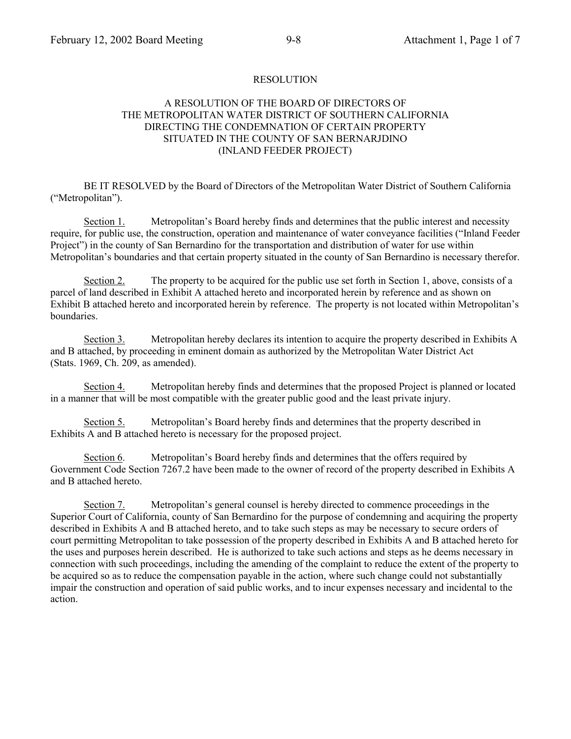# RESOLUTION

## A RESOLUTION OF THE BOARD OF DIRECTORS OF THE METROPOLITAN WATER DISTRICT OF SOUTHERN CALIFORNIA DIRECTING THE CONDEMNATION OF CERTAIN PROPERTY SITUATED IN THE COUNTY OF SAN BERNARJDINO (INLAND FEEDER PROJECT)

BE IT RESOLVED by the Board of Directors of the Metropolitan Water District of Southern California ("Metropolitan").

Section 1. Metropolitan's Board hereby finds and determines that the public interest and necessity require, for public use, the construction, operation and maintenance of water conveyance facilities ("Inland Feeder Project") in the county of San Bernardino for the transportation and distribution of water for use within Metropolitan's boundaries and that certain property situated in the county of San Bernardino is necessary therefor.

Section 2. The property to be acquired for the public use set forth in Section 1, above, consists of a parcel of land described in Exhibit A attached hereto and incorporated herein by reference and as shown on Exhibit B attached hereto and incorporated herein by reference. The property is not located within Metropolitan's boundaries.

Section 3. Metropolitan hereby declares its intention to acquire the property described in Exhibits A and B attached, by proceeding in eminent domain as authorized by the Metropolitan Water District Act (Stats. 1969, Ch. 209, as amended).

Section 4. Metropolitan hereby finds and determines that the proposed Project is planned or located in a manner that will be most compatible with the greater public good and the least private injury.

Section 5. Metropolitan's Board hereby finds and determines that the property described in Exhibits A and B attached hereto is necessary for the proposed project.

Section 6. Metropolitan's Board hereby finds and determines that the offers required by Government Code Section 7267.2 have been made to the owner of record of the property described in Exhibits A and B attached hereto.

Section 7. Metropolitan's general counsel is hereby directed to commence proceedings in the Superior Court of California, county of San Bernardino for the purpose of condemning and acquiring the property described in Exhibits A and B attached hereto, and to take such steps as may be necessary to secure orders of court permitting Metropolitan to take possession of the property described in Exhibits A and B attached hereto for the uses and purposes herein described. He is authorized to take such actions and steps as he deems necessary in connection with such proceedings, including the amending of the complaint to reduce the extent of the property to be acquired so as to reduce the compensation payable in the action, where such change could not substantially impair the construction and operation of said public works, and to incur expenses necessary and incidental to the action.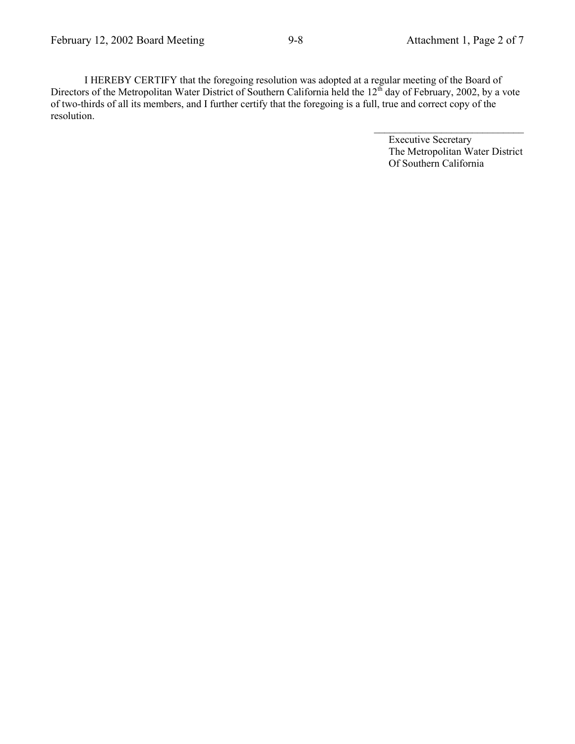I HEREBY CERTIFY that the foregoing resolution was adopted at a regular meeting of the Board of Directors of the Metropolitan Water District of Southern California held the 12th day of February, 2002, by a vote of two-thirds of all its members, and I further certify that the foregoing is a full, true and correct copy of the resolution.

\_\_\_\_\_\_\_\_\_\_\_\_\_\_\_\_\_\_\_\_\_\_\_\_\_\_\_\_\_\_

Executive Secretary
The Metropolitan Water District
Of Southern California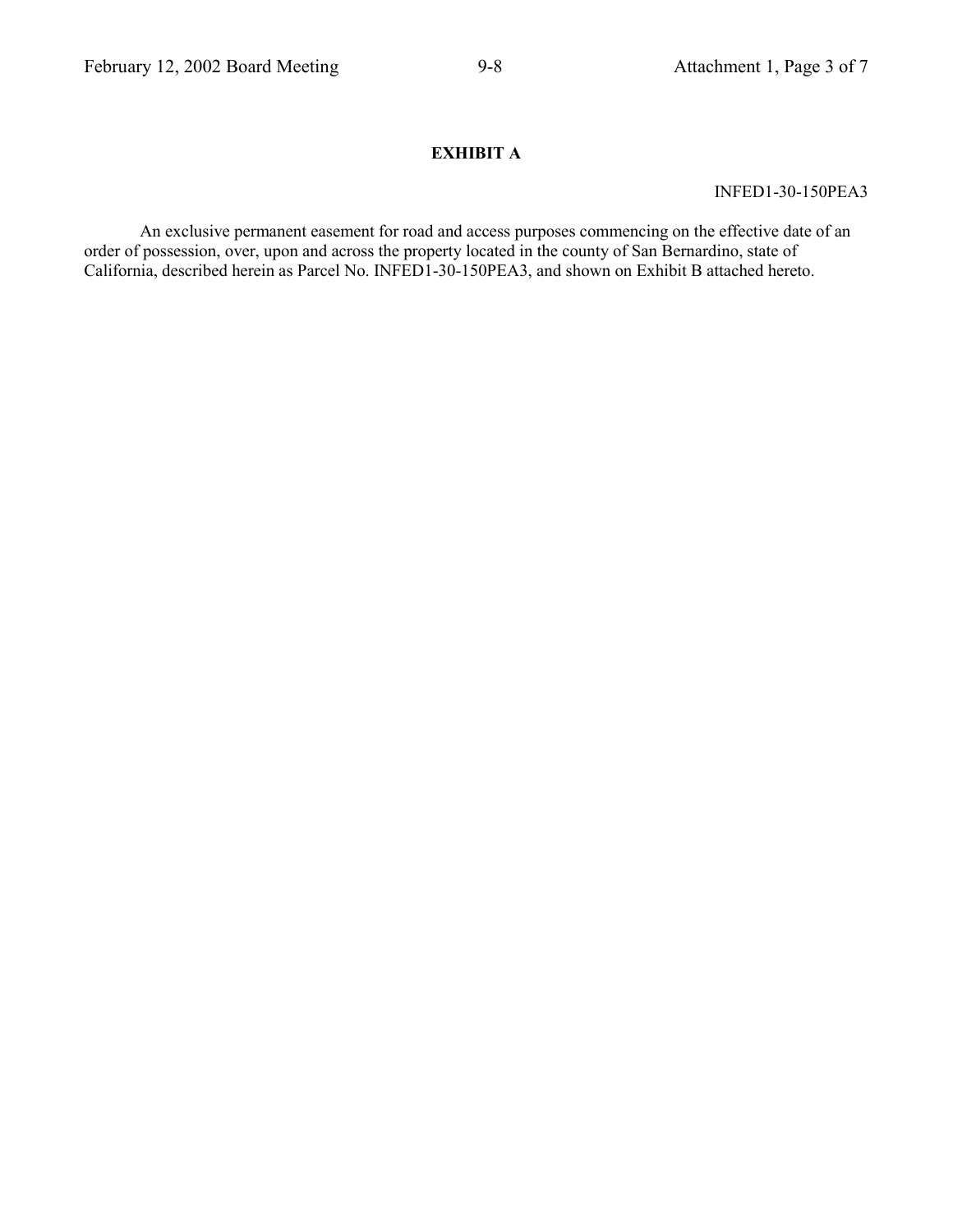# EXHIBIT A

INFED1-30-150PEA3

An exclusive permanent easement for road and access purposes commencing on the effective date of an order of possession, over, upon and across the property located in the county of San Bernardino, state of California, described herein as Parcel No. INFED1-30-150PEA3, and shown on Exhibit B attached hereto.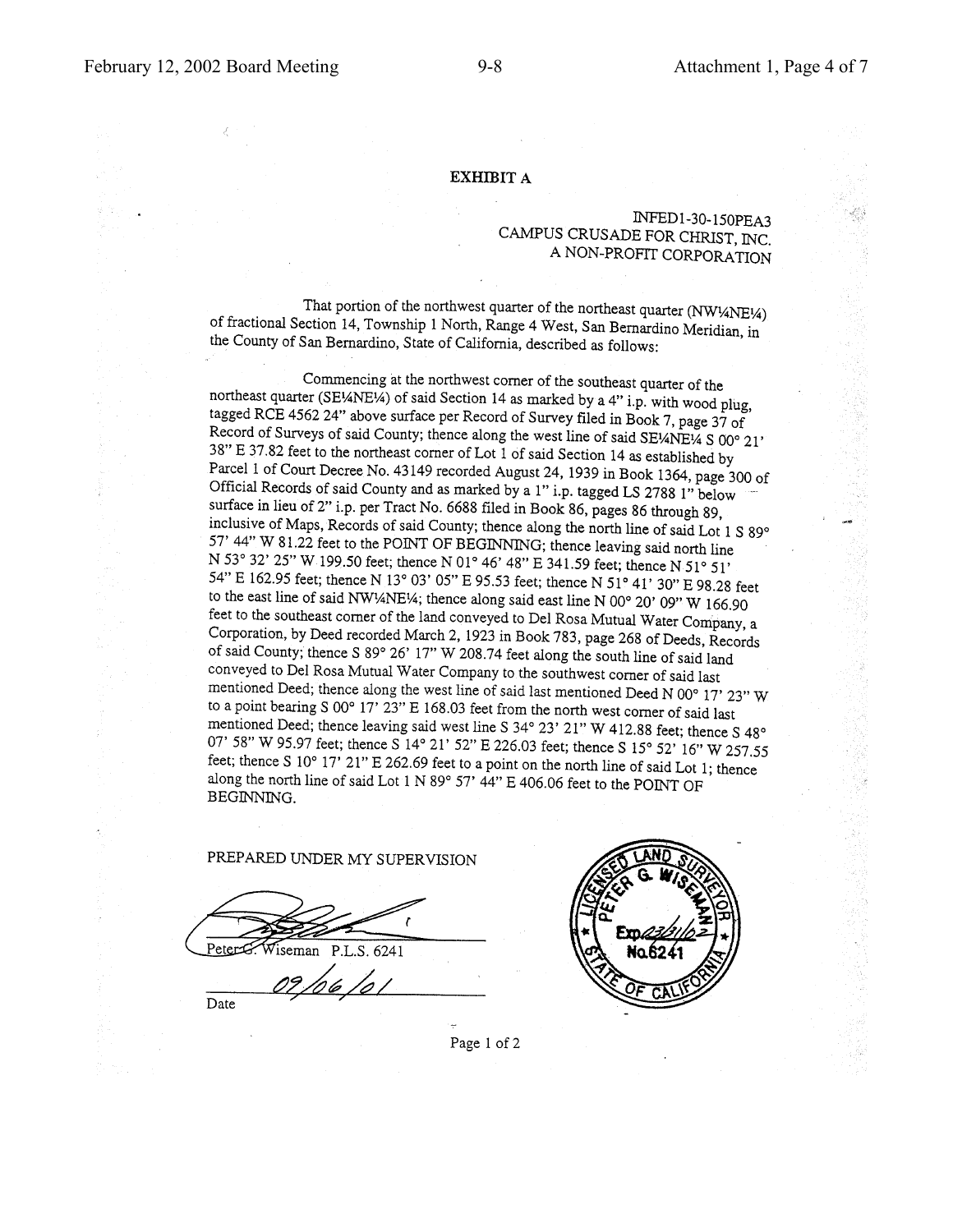## EXHIBIT A

INFED1-30-150PEA3
CAMPUS CRUSADE FOR CHRIST, INC.
A NON-PROFIT CORPORATION

That portion of the northwest quarter of the northeast quarter (NW¼NE¼) of fractional Section 14, Township 1 North, Range 4 West, San Bernardino Meridian, in the County of San Bernardino, State of California, described as follows:

Commencing at the northwest corner of the southeast quarter of the northeast quarter (SE¼NE¼) of said Section 14 as marked by a 4" i.p. with wood plug, tagged RCE 4562 24" above surface per Record of Survey filed in Book 7, page 37 of Record of Surveys of said County; thence along the west line of said SE¼NE¼ S 00° 21' 38" E 37.82 feet to the northeast corner of Lot 1 of said Section 14 as established by Parcel 1 of Court Decree No. 43149 recorded August 24, 1939 in Book 1364, page 300 of Official Records of said County and as marked by a 1" i.p. tagged LS 2788 1" below surface in lieu of 2" i.p. per Tract No. 6688 filed in Book 86, pages 86 through 89, inclusive of Maps, Records of said County; thence along the north line of said Lot 1 S 89° 57' 44" W 81.22 feet to the POINT OF BEGINNING; thence leaving said north line N 53° 32' 25" W 199.50 feet; thence N 01° 46' 48" E 341.59 feet; thence N 51° 51' 54" E 162.95 feet; thence N 13° 03' 05" E 95.53 feet; thence N 51° 41' 30" E 98.28 feet to the east line of said NW¼NE¼; thence along said east line N 00° 20' 09" W 166.90 feet to the southeast corner of the land conveyed to Del Rosa Mutual Water Company, a Corporation, by Deed recorded March 2, 1923 in Book 783, page 268 of Deeds, Records of said County; thence S 89° 26' 17" W 208.74 feet along the south line of said land conveyed to Del Rosa Mutual Water Company to the southwest corner of said last mentioned Deed; thence along the west line of said last mentioned Deed N 00° 17' 23" W to a point bearing S 00° 17' 23" E 168.03 feet from the north west corner of said last mentioned Deed; thence leaving said west line S 34° 23' 21" W 412.88 feet; thence S 48° 07' 58" W 95.97 feet; thence S 14° 21' 52" E 226.03 feet; thence S 15° 52' 16" W 257.55 feet; thence S 10° 17' 21" E 262.69 feet to a point on the north line of said Lot 1; thence along the north line of said Lot 1 N 89° 57' 44" E 406.06 feet to the POINT OF BEGINNING.

PREPARED UNDER MY SUPERVISION

Peter G. Wiseman P.L.S. 6241

09/06/01
Date

LICENSED LAND SURVEYOR
PETER G. WISEMAN
Exp. 03/31/02
No. 6241
STATE OF CALIFORNIA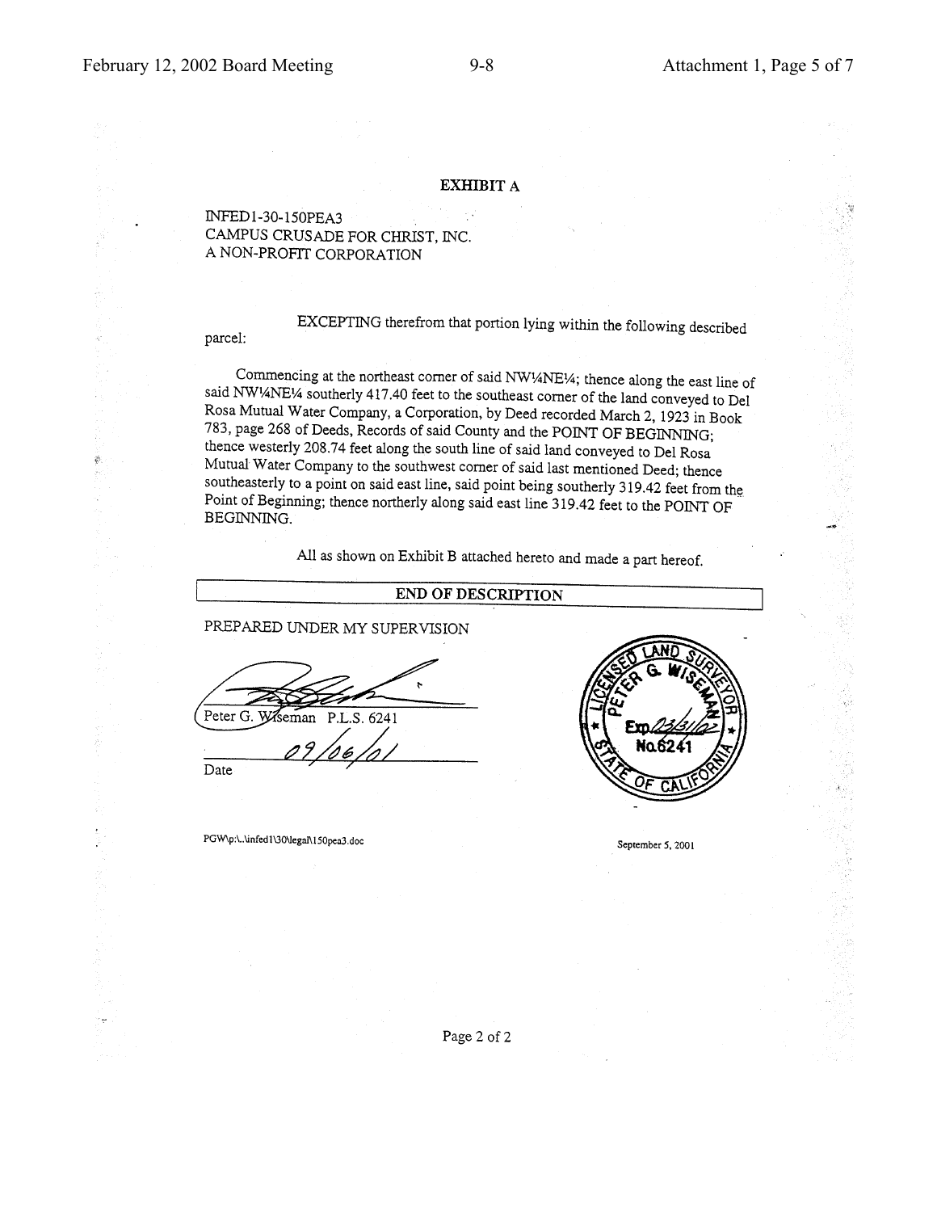## EXHIBIT A

INFED1-30-150PEA3
CAMPUS CRUSADE FOR CHRIST, INC.
A NON-PROFIT CORPORATION

EXCEPTING therefrom that portion lying within the following described parcel:

Commencing at the northeast corner of said NW¼NE¼; thence along the east line of said NW¼NE¼ southerly 417.40 feet to the southeast corner of the land conveyed to Del Rosa Mutual Water Company, a Corporation, by Deed recorded March 2, 1923 in Book 783, page 268 of Deeds, Records of said County and the POINT OF BEGINNING; thence westerly 208.74 feet along the south line of said land conveyed to Del Rosa Mutual Water Company to the southwest corner of said last mentioned Deed; thence southeasterly to a point on said east line, said point being southerly 319.42 feet from the Point of Beginning; thence northerly along said east line 319.42 feet to the POINT OF BEGINNING.

All as shown on Exhibit B attached hereto and made a part hereof.

| END OF DESCRIPTION |
|---|

PREPARED UNDER MY SUPERVISION

Peter G. Wiseman P.L.S. 6241

09/06/01
Date

LICENSED LAND SURVEYOR
PETER G. WISEMAN
Exp. 03/31/02
No. 6241
STATE OF CALIFORNIA

PGW\p:\..\infed1\30\legal\150pea3.doc

September 5, 2001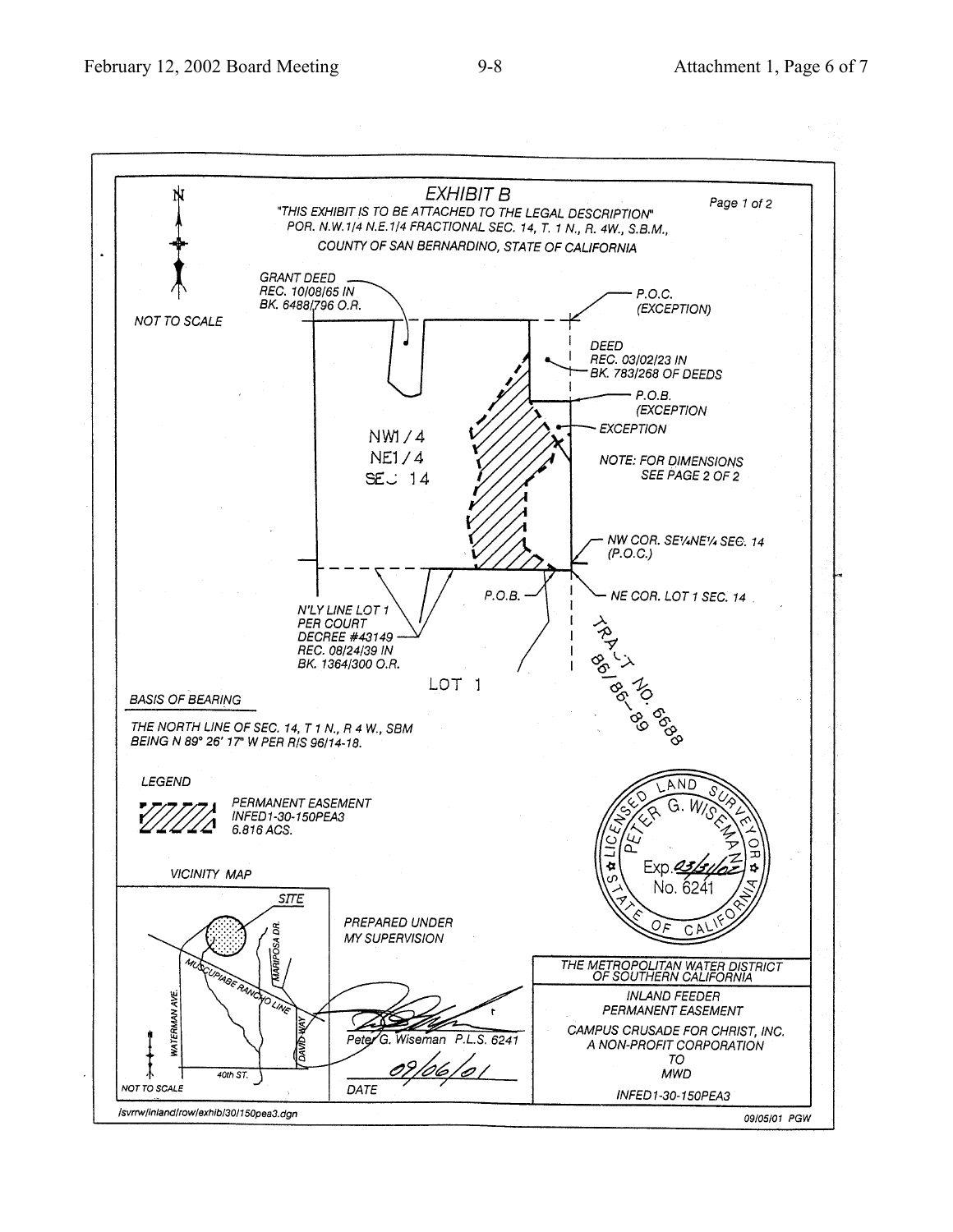# EXHIBIT B

Page 1 of 2

"THIS EXHIBIT IS TO BE ATTACHED TO THE LEGAL DESCRIPTION"
POR. N.W.1/4 N.E.1/4 FRACTIONAL SEC. 14, T. 1 N., R. 4W., S.B.M.,
COUNTY OF SAN BERNARDINO, STATE OF CALIFORNIA

N

NOT TO SCALE

GRANT DEED
REC. 10/08/65 IN
BK. 6488/796 O.R.

P.O.C.
(EXCEPTION)

DEED
REC. 03/02/23 IN
BK. 783/268 OF DEEDS

P.O.B.
(EXCEPTION)

EXCEPTION

NW1/4
NE1/4
SEC 14

NOTE: FOR DIMENSIONS
SEE PAGE 2 OF 2

NW COR. SE1/4NE1/4 SEC. 14
(P.O.C.)

P.O.B.

NE COR. LOT 1 SEC. 14

N'LY LINE LOT 1
PER COURT
DECREE #43149
REC. 08/24/39 IN
BK. 1364/300 O.R.

LOT 1

TRACT NO. 6688
86/86-89

BASIS OF BEARING

THE NORTH LINE OF SEC. 14, T 1 N., R 4 W., SBM
BEING N 89° 26' 17" W PER R/S 96/14-18.

LEGEND

PERMANENT EASEMENT
INFED1-30-150PEA3
6.816 ACS.

VICINITY MAP

SITE
MUSCUPIABE RANCHO LINE
MARIPOSA DR.
WATERMAN AVE.
DAVID WAY
40th ST.
NOT TO SCALE

PREPARED UNDER
MY SUPERVISION

Peter G. Wiseman P.L.S. 6241

09/06/01
DATE

LICENSED LAND SURVEYOR
PETER G. WISEMAN
Exp. 03/31/02
No. 6241
STATE OF CALIFORNIA

THE METROPOLITAN WATER DISTRICT OF SOUTHERN CALIFORNIA

INLAND FEEDER
PERMANENT EASEMENT

CAMPUS CRUSADE FOR CHRIST, INC.
A NON-PROFIT CORPORATION
TO
MWD

INFED1-30-150PEA3

/svrrw/inland/row/exhib/30/150pea3.dgn

09/05/01 PGW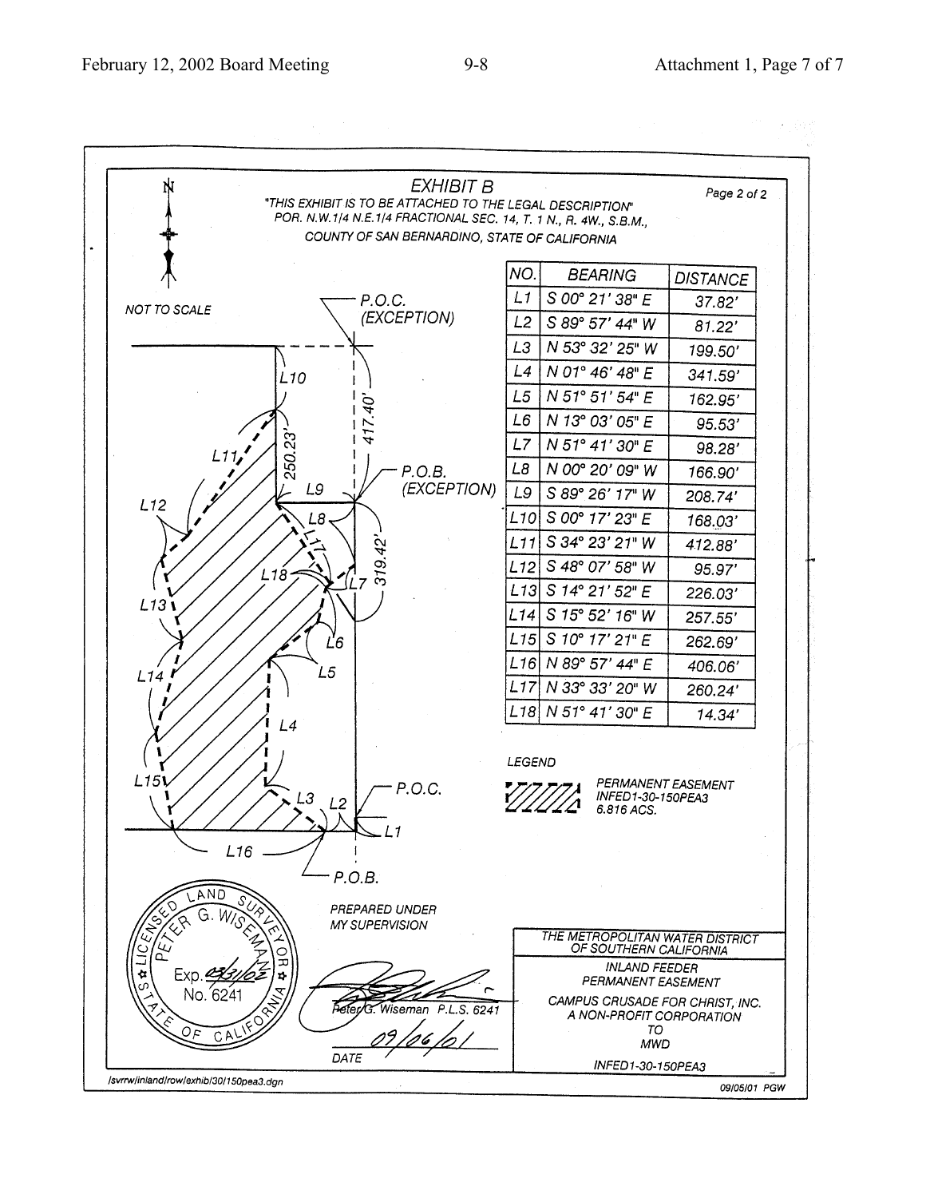# EXHIBIT B

Page 2 of 2

"THIS EXHIBIT IS TO BE ATTACHED TO THE LEGAL DESCRIPTION"
POR. N.W.1/4 N.E.1/4 FRACTIONAL SEC. 14, T. 1 N., R. 4W., S.B.M.,
COUNTY OF SAN BERNARDINO, STATE OF CALIFORNIA

N

NOT TO SCALE

P.O.C. (EXCEPTION)

P.O.B. (EXCEPTION)

P.O.C.

P.O.B.

L1 L2 L3 L4 L5 L6 L7 L8 L9 L10 L11 L12 L13 L14 L15 L16 L17 L18

250.23'

417.40'

319.42'

| NO. | BEARING | DISTANCE |
|---|---|---|
| L1 | S 00° 21' 38" E | 37.82' |
| L2 | S 89° 57' 44" W | 81.22' |
| L3 | N 53° 32' 25" W | 199.50' |
| L4 | N 01° 46' 48" E | 341.59' |
| L5 | N 51° 51' 54" E | 162.95' |
| L6 | N 13° 03' 05" E | 95.53' |
| L7 | N 51° 41' 30" E | 98.28' |
| L8 | N 00° 20' 09" W | 166.90' |
| L9 | S 89° 26' 17" W | 208.74' |
| L10 | S 00° 17' 23" E | 168.03' |
| L11 | S 34° 23' 21" W | 412.88' |
| L12 | S 48° 07' 58" W | 95.97' |
| L13 | S 14° 21' 52" E | 226.03' |
| L14 | S 15° 52' 16" W | 257.55' |
| L15 | S 10° 17' 21" E | 262.69' |
| L16 | N 89° 57' 44" E | 406.06' |
| L17 | N 33° 33' 20" W | 260.24' |
| L18 | N 51° 41' 30" E | 14.34' |

LEGEND

PERMANENT EASEMENT
INFED1-30-150PEA3
6.816 ACS.

LICENSED LAND SURVEYOR
PETER G. WISEMAN
Exp. 03/31/02
No. 6241
STATE OF CALIFORNIA

PREPARED UNDER MY SUPERVISION

Peter G. Wiseman P.L.S. 6241

09/06/01

DATE

THE METROPOLITAN WATER DISTRICT OF SOUTHERN CALIFORNIA

INLAND FEEDER
PERMANENT EASEMENT

CAMPUS CRUSADE FOR CHRIST, INC.
A NON-PROFIT CORPORATION
TO
MWD

INFED1-30-150PEA3

/svrrw/inland/row/exhib/30/150pea3.dgn

09/05/01 PGW